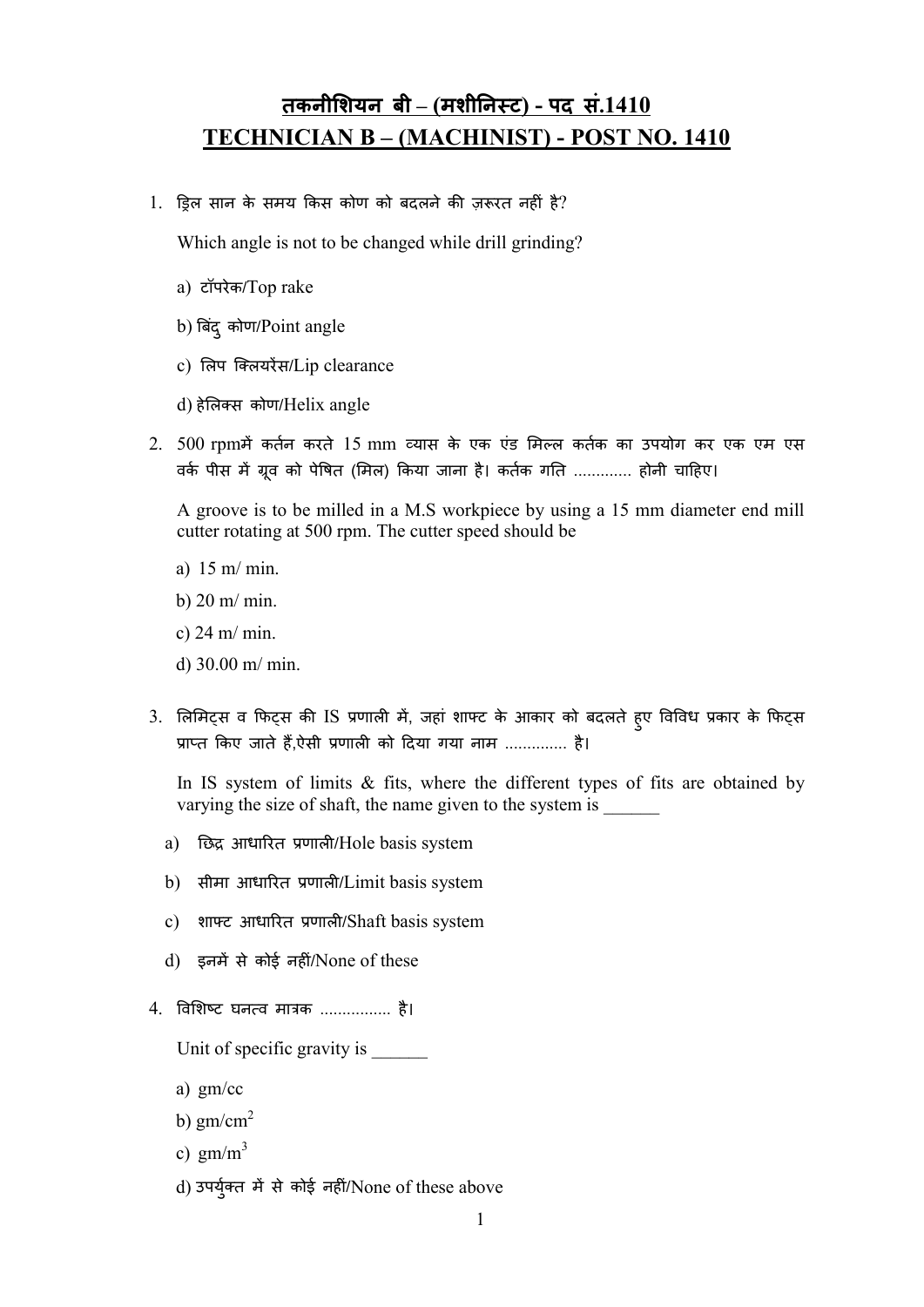# तकनीशियन बी – (मशीनिस्ट) - पद सं.1410
# TECHNICIAN B – (MACHINIST) - POST NO. 1410

1. ड्रिल सान के समय किस कोण को बदलने की ज़रूरत नहीं है?

   Which angle is not to be changed while drill grinding?

   a) टॉपरेक/Top rake

   b) बिंदु कोण/Point angle

   c) लिप क्लियरेंस/Lip clearance

   d) हेलिक्स कोण/Helix angle

2. 500 rpmमें कर्तन करते 15 mm व्यास के एक एंड मिल्ल कर्तक का उपयोग कर एक एम एस वर्क पीस में ग्रूव को पेषित (मिल) किया जाना है। कर्तक गति ............. होनी चाहिए।

   A groove is to be milled in a M.S workpiece by using a 15 mm diameter end mill cutter rotating at 500 rpm. The cutter speed should be

   a) 15 m/ min.

   b) 20 m/ min.

   c) 24 m/ min.

   d) 30.00 m/ min.

3. लिमिट्स व फिट्स की IS प्रणाली में, जहां शाफ्ट के आकार को बदलते हुए विविध प्रकार के फिट्स प्राप्त किए जाते हैं,ऐसी प्रणाली को दिया गया नाम .............. है।

   In IS system of limits & fits, where the different types of fits are obtained by varying the size of shaft, the name given to the system is ______

   a) छिद्र आधारित प्रणाली/Hole basis system

   b) सीमा आधारित प्रणाली/Limit basis system

   c) शाफ्ट आधारित प्रणाली/Shaft basis system

   d) इनमें से कोई नहीं/None of these

4. विशिष्ट घनत्व मात्रक ................ है।

   Unit of specific gravity is ______

   a) gm/cc

   b) $gm/cm^2$

   c) $gm/m^3$

   d) उपर्युक्त में से कोई नहीं/None of these above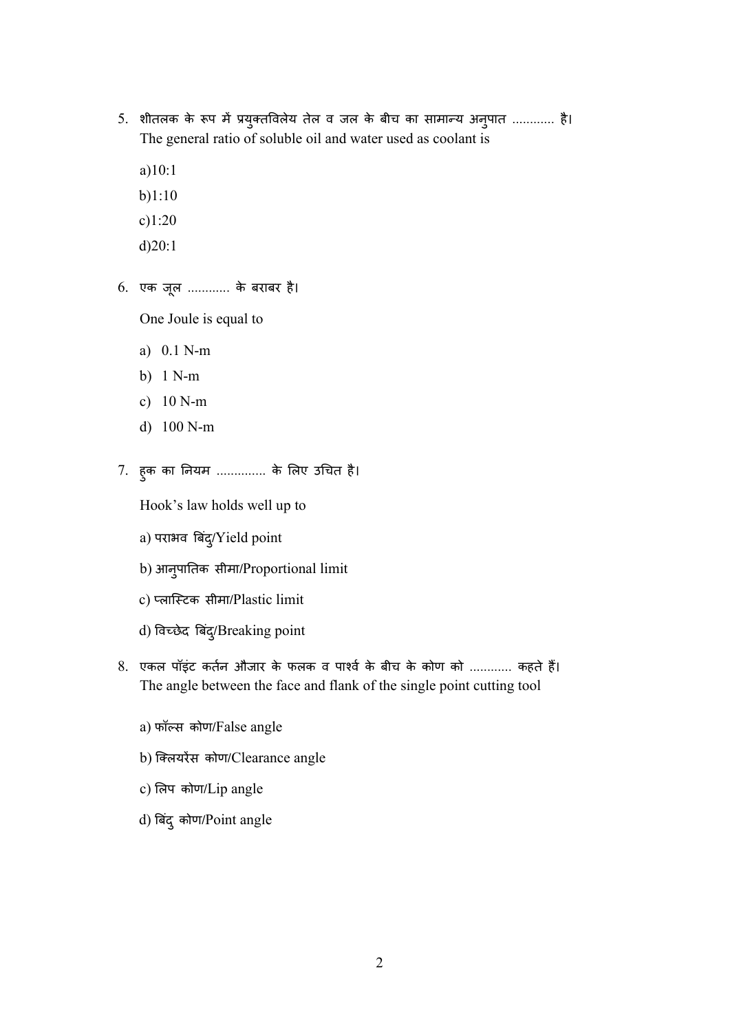5. शीतलक के रूप में प्रयुक्तविलेय तेल व जल के बीच का सामान्य अनुपात ............ है।
   The general ratio of soluble oil and water used as coolant is

   a)10:1

   b)1:10

   c)1:20

   d)20:1

6. एक जूल ............ के बराबर है।

   One Joule is equal to

   a) 0.1 N-m
   b) 1 N-m
   c) 10 N-m
   d) 100 N-m

7. हुक का नियम .............. के लिए उचित है।

   Hook's law holds well up to

   a) पराभव बिंदु/Yield point

   b) आनुपातिक सीमा/Proportional limit

   c) प्लास्टिक सीमा/Plastic limit

   d) विच्छेद बिंदु/Breaking point

8. एकल पॉइंट कर्तन औजार के फलक व पार्श्व के बीच के कोण को ............ कहते हैं।
   The angle between the face and flank of the single point cutting tool

   a) फॉल्स कोण/False angle

   b) क्लियरेंस कोण/Clearance angle

   c) लिप कोण/Lip angle

   d) बिंदु कोण/Point angle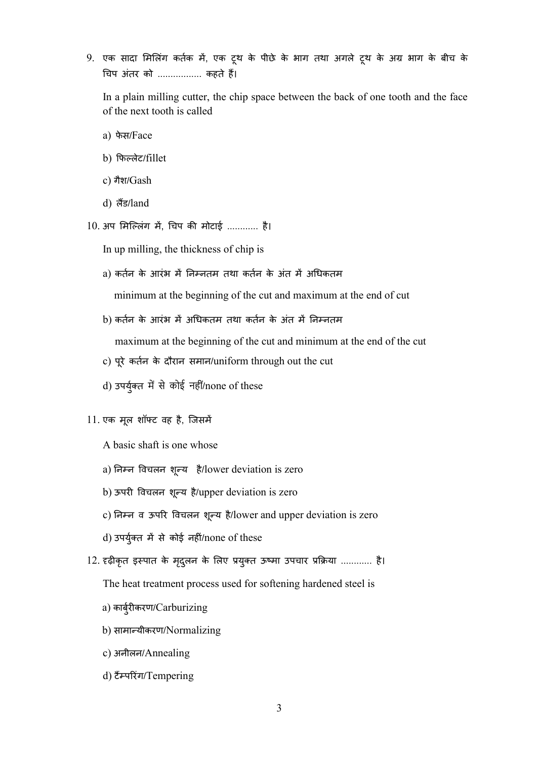9. एक सादा मिलिंग कर्तक में, एक टूथ के पीछे के भाग तथा अगले टूथ के अग्र भाग के बीच के चिप अंतर को ................. कहते हैं।

   In a plain milling cutter, the chip space between the back of one tooth and the face of the next tooth is called

   a) फेस/Face

   b) फिल्लेट/fillet

   c) गैश/Gash

   d) लैंड/land

10. अप मिल्लिंग में, चिप की मोटाई ............ है।

    In up milling, the thickness of chip is

    a) कर्तन के आरंभ में निम्नतम तथा कर्तन के अंत में अधिकतम

       minimum at the beginning of the cut and maximum at the end of cut

    b) कर्तन के आरंभ में अधिकतम तथा कर्तन के अंत में निम्नतम

       maximum at the beginning of the cut and minimum at the end of the cut

    c) पूरे कर्तन के दौरान समान/uniform through out the cut

    d) उपर्युक्त में से कोई नहीं/none of these

11. एक मूल शॉफ्ट वह है, जिसमें

    A basic shaft is one whose

    a) निम्न विचलन शून्य है/lower deviation is zero

    b) ऊपरी विचलन शून्य है/upper deviation is zero

    c) निम्न व ऊपरि विचलन शून्य है/lower and upper deviation is zero

    d) उपर्युक्त में से कोई नहीं/none of these

12. दृढ़ीकृत इस्पात के मृदुलन के लिए प्रयुक्त ऊष्मा उपचार प्रक्रिया ............ है।

    The heat treatment process used for softening hardened steel is

    a) कार्बुरीकरण/Carburizing

    b) सामान्यीकरण/Normalizing

    c) अनीलन/Annealing

    d) टैम्परिंग/Tempering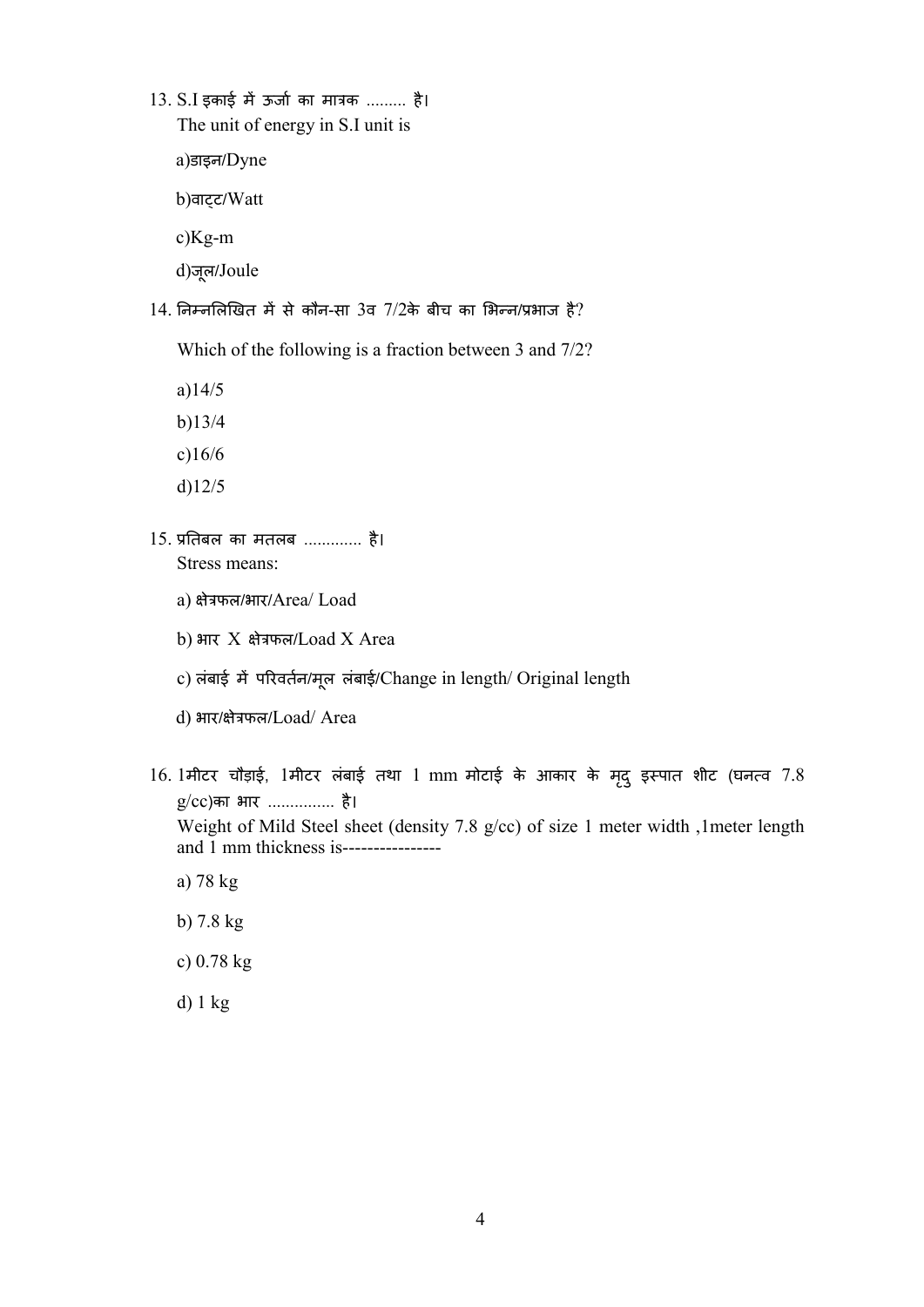13. S.I इकाई में ऊर्जा का मात्रक ......... है।
    The unit of energy in S.I unit is

    a)डाइन/Dyne

    b)वाट्ट/Watt

    c)Kg-m

    d)जूल/Joule

14. निम्नलिखित में से कौन-सा 3व 7/2के बीच का भिन्न/प्रभाज है?

    Which of the following is a fraction between 3 and 7/2?

    a)14/5

    b)13/4

    c)16/6

    d)12/5

15. प्रतिबल का मतलब ............. है।
    Stress means:

    a) क्षेत्रफल/भार/Area/ Load

    b) भार X क्षेत्रफल/Load X Area

    c) लंबाई में परिवर्तन/मूल लंबाई/Change in length/ Original length

    d) भार/क्षेत्रफल/Load/ Area

16. 1मीटर चौड़ाई, 1मीटर लंबाई तथा 1 mm मोटाई के आकार के मृदु इस्पात शीट (घनत्व 7.8 g/cc)का भार ............... है।
    Weight of Mild Steel sheet (density 7.8 g/cc) of size 1 meter width ,1meter length and 1 mm thickness is----------------

    a) 78 kg

    b) 7.8 kg

    c) 0.78 kg

    d) 1 kg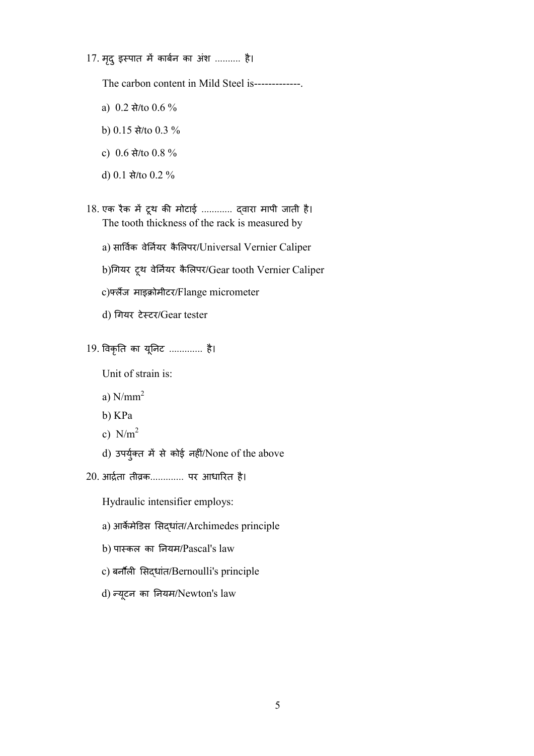17. मृदु इस्पात में कार्बन का अंश .......... है।

The carbon content in Mild Steel is-------------.

a) 0.2 से/to 0.6 %

b) 0.15 से/to 0.3 %

c) 0.6 से/to 0.8 %

d) 0.1 से/to 0.2 %

18. एक रैक में टूथ की मोटाई ............ द्वारा मापी जाती है।
The tooth thickness of the rack is measured by

a) सार्विक वेर्नियर कैलिपर/Universal Vernier Caliper

b)गियर टूथ वेर्नियर कैलिपर/Gear tooth Vernier Caliper

c)फ्लैंज माइक्रोमीटर/Flange micrometer

d) गियर टेस्टर/Gear tester

19. विकृति का यूनिट ............. है।

Unit of strain is:

a) $N/mm^2$

b) KPa

c) $N/m^2$

d) उपर्युक्त में से कोई नहीं/None of the above

20. आर्द्रता तीव्रक............. पर आधारित है।

Hydraulic intensifier employs:

a) आर्कमेडिस सिद्धांत/Archimedes principle

b) पास्कल का नियम/Pascal's law

c) बर्नौली सिद्धांत/Bernoulli's principle

d) न्यूटन का नियम/Newton's law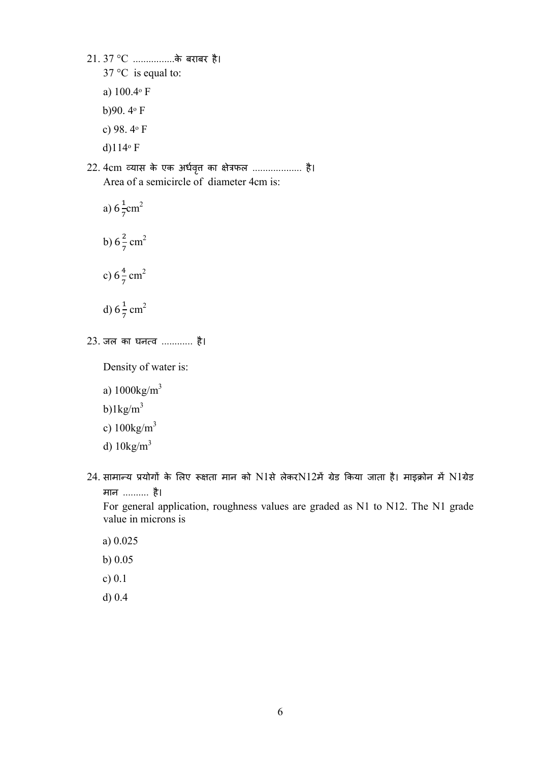21. 37 °C ................के बराबर है।

37 °C is equal to:

a) $100.4^{o}$ F

b)$90. 4^{o}$ F

c) $98. 4^{o}$ F

d)$114^{o}$ F

22. 4cm व्यास के एक अर्धवृत्त का क्षेत्रफल .................. है।

Area of a semicircle of diameter 4cm is:

a) $6\frac{1}{7}$cm$^2$

b) $6\frac{2}{7}$ cm$^2$

c) $6\frac{4}{7}$ cm$^2$

d) $6\frac{1}{7}$ cm$^2$

23. जल का घनत्व ........... है।

Density of water is:

a) 1000kg/m$^3$

b)1kg/m$^3$

c) 100kg/m$^3$

d) 10kg/m$^3$

24. सामान्य प्रयोगों के लिए रूक्षता मान को N1से लेकरN12में ग्रेड किया जाता है। माइक्रोन में N1ग्रेड मान .......... है।

For general application, roughness values are graded as N1 to N12. The N1 grade value in microns is

a) 0.025

b) 0.05

c) 0.1

d) 0.4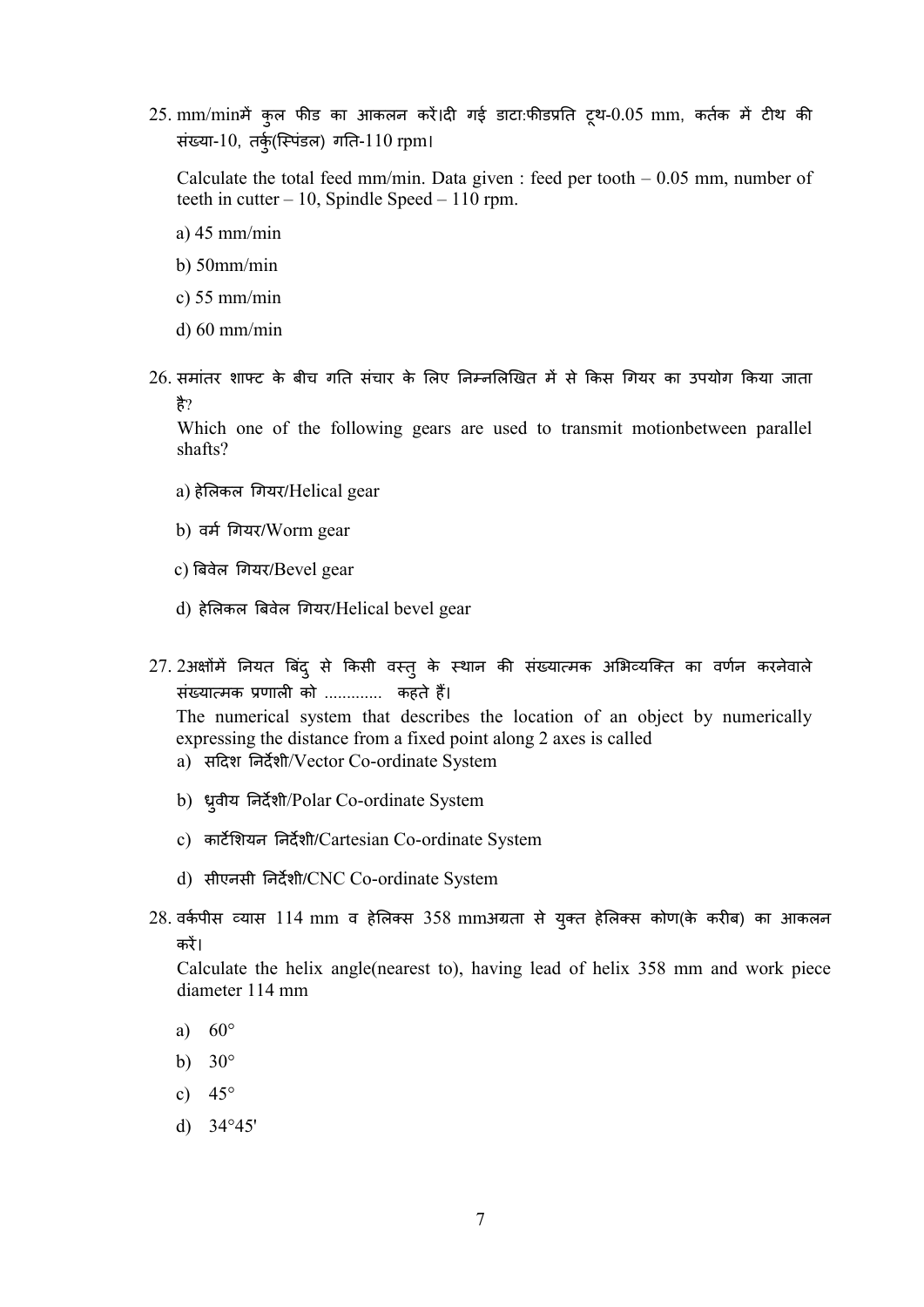25. mm/minमें कुल फीड का आकलन करें।दी गई डाटा:फीडप्रति टूथ-0.05 mm, कर्तक में टीथ की संख्या-10, तर्कु(स्पिंडल) गति-110 rpm।

    Calculate the total feed mm/min. Data given : feed per tooth – 0.05 mm, number of teeth in cutter – 10, Spindle Speed – 110 rpm.

    a) 45 mm/min

    b) 50mm/min

    c) 55 mm/min

    d) 60 mm/min

26. समांतर शाफ्ट के बीच गति संचार के लिए निम्नलिखित में से किस गियर का उपयोग किया जाता है?

    Which one of the following gears are used to transmit motionbetween parallel shafts?

    a) हेलिकल गियर/Helical gear

    b) वर्म गियर/Worm gear

    c) बिवेल गियर/Bevel gear

    d) हेलिकल बिवेल गियर/Helical bevel gear

27. 2अक्षोंमें नियत बिंदु से किसी वस्तु के स्थान की संख्यात्मक अभिव्यक्ति का वर्णन करनेवाले संख्यात्मक प्रणाली को ............ कहते हैं।

    The numerical system that describes the location of an object by numerically expressing the distance from a fixed point along 2 axes is called

    a) सदिश निर्देशी/Vector Co-ordinate System

    b) ध्रुवीय निर्देशी/Polar Co-ordinate System

    c) कार्टेशियन निर्देशी/Cartesian Co-ordinate System

    d) सीएनसी निर्देशी/CNC Co-ordinate System

28. वर्कपीस व्यास 114 mm व हेलिक्स 358 mmअग्रता से युक्त हेलिक्स कोण(के करीब) का आकलन करें।

    Calculate the helix angle(nearest to), having lead of helix 358 mm and work piece diameter 114 mm

    a) 60°

    b) 30°

    c) 45°

    d) 34°45'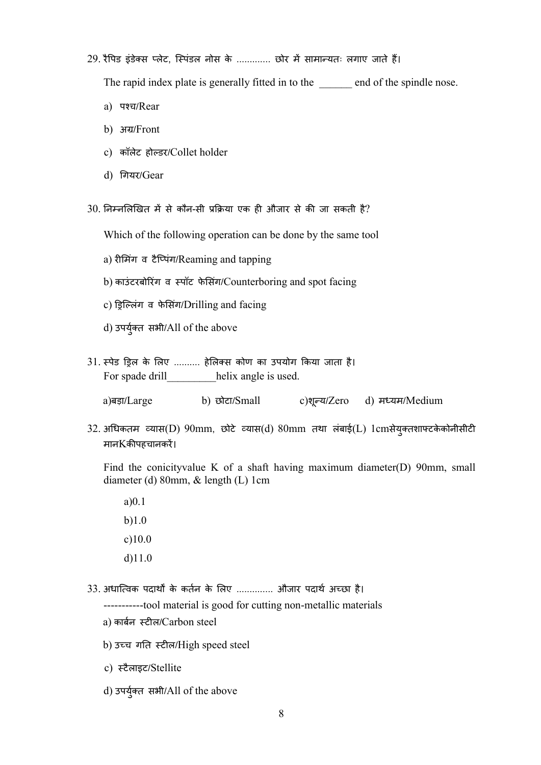29. रैपिड इंडेक्स प्लेट, स्पिंडल नोस के ............ छोर में सामान्यतः लगाए जाते हैं।

    The rapid index plate is generally fitted in to the ______ end of the spindle nose.

    a) पश्च/Rear

    b) अग्र/Front

    c) कॉलेट होल्डर/Collet holder

    d) गियर/Gear

30. निम्नलिखित में से कौन-सी प्रक्रिया एक ही औजार से की जा सकती है?

    Which of the following operation can be done by the same tool

    a) रीमिंग व टैप्पिंग/Reaming and tapping

    b) काउंटरबोरिंग व स्पॉट फेसिंग/Counterboring and spot facing

    c) ड्रिल्लिंग व फेसिंग/Drilling and facing

    d) उपर्युक्त सभी/All of the above

31. स्पेड ड्रिल के लिए .......... हेलिक्स कोण का उपयोग किया जाता है।
    For spade drill_________helix angle is used.

    a)बड़ा/Large    b) छोटा/Small    c)शून्य/Zero    d) मध्यम/Medium

32. अधिकतम व्यास(D) 90mm, छोटे व्यास(d) 80mm तथा लंबाई(L) 1cmसेयुक्तशाफ्टकेकोनीसीटी मानKकीपहचानकरें।

    Find the conicityvalue K of a shaft having maximum diameter(D) 90mm, small diameter (d) 80mm, & length (L) 1cm

    a)0.1

    b)1.0

    c)10.0

    d)11.0

33. अधात्विक पदार्थों के कर्तन के लिए ............. औजार पदार्थ अच्छा है।

    -----------tool material is good for cutting non-metallic materials

    a) कार्बन स्टील/Carbon steel

    b) उच्च गति स्टील/High speed steel

    c) स्टैलाइट/Stellite

    d) उपर्युक्त सभी/All of the above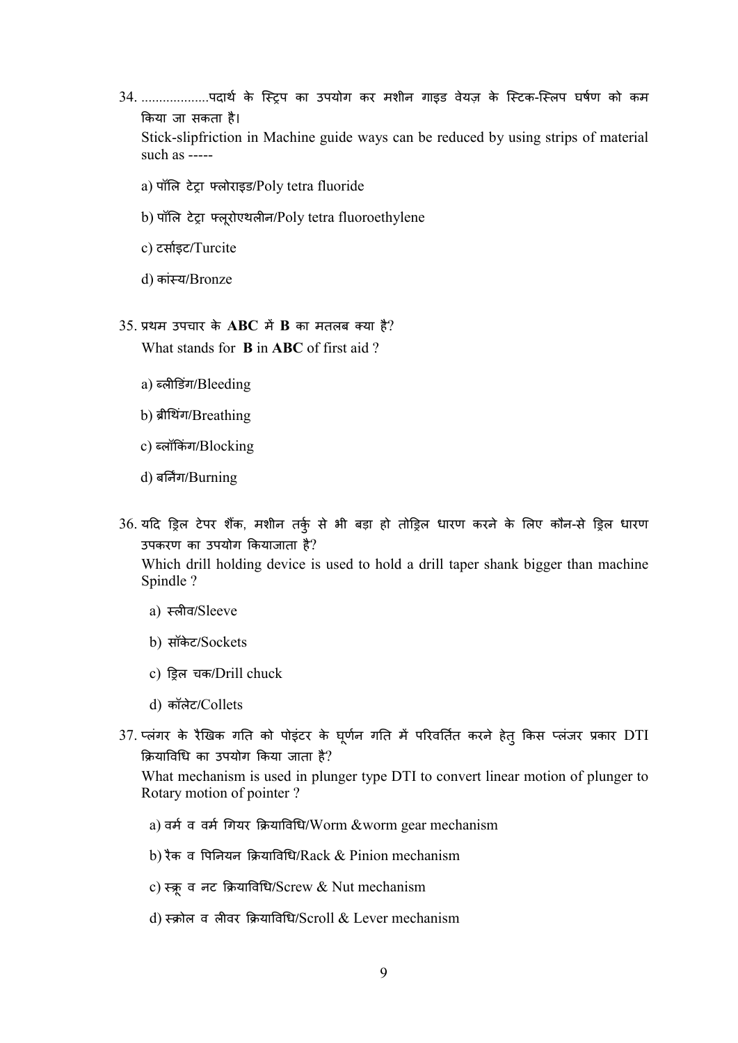34. ..................पदार्थ के स्ट्रिप का उपयोग कर मशीन गाइड वेयज़ के स्टिक-स्लिप घर्षण को कम किया जा सकता है।

Stick-slipfriction in Machine guide ways can be reduced by using strips of material such as -----

a) पॉलि टेट्रा फ्लोराइड/Poly tetra fluoride

b) पॉलि टेट्रा फ्लूरोएथलीन/Poly tetra fluoroethylene

c) टर्साइट/Turcite

d) कांस्य/Bronze

35. प्रथम उपचार के **ABC** में **B** का मतलब क्या है?

What stands for **B** in **ABC** of first aid ?

a) ब्लीडिंग/Bleeding

b) ब्रीथिंग/Breathing

c) ब्लॉकिंग/Blocking

d) बर्निंग/Burning

36. यदि ड्रिल टेपर शैंक, मशीन तर्कु से भी बड़ा हो तोड्रिल धारण करने के लिए कौन-से ड्रिल धारण उपकरण का उपयोग कियाजाता है?

Which drill holding device is used to hold a drill taper shank bigger than machine Spindle ?

a) स्लीव/Sleeve

b) सॉकेट/Sockets

c) ड्रिल चक/Drill chuck

d) कॉलेट/Collets

37. प्लंगर के रैखिक गति को पोइंटर के घूर्णन गति में परिवर्तित करने हेतु किस प्लंजर प्रकार DTI क्रियाविधि का उपयोग किया जाता है?

What mechanism is used in plunger type DTI to convert linear motion of plunger to Rotary motion of pointer ?

a) वर्म व वर्म गियर क्रियाविधि/Worm &worm gear mechanism

b) रैक व पिनियन क्रियाविधि/Rack & Pinion mechanism

c) स्क्रू व नट क्रियाविधि/Screw & Nut mechanism

d) स्क्रोल व लीवर क्रियाविधि/Scroll & Lever mechanism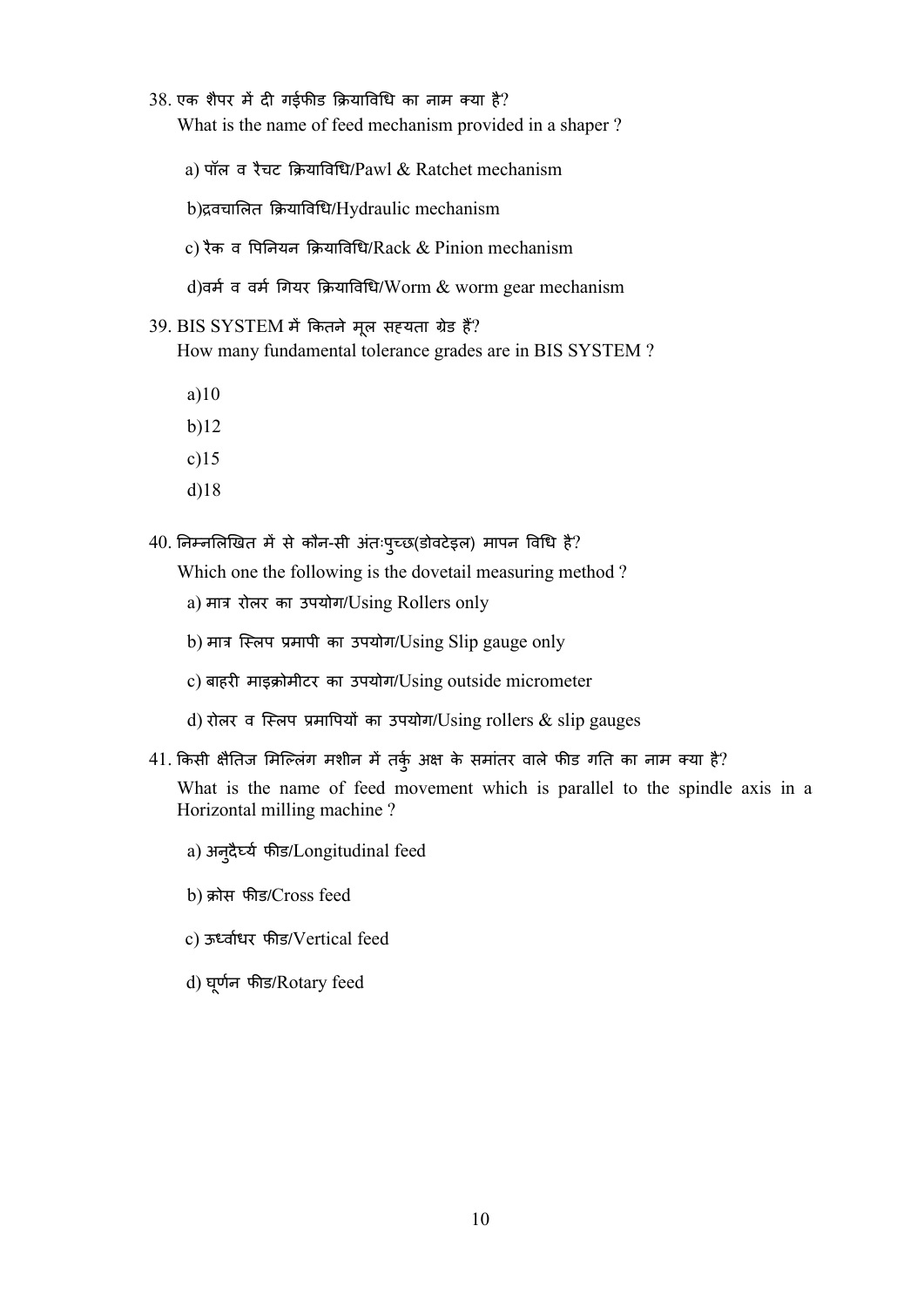38. एक शैपर में दी गईफीड क्रियाविधि का नाम क्या है?
    What is the name of feed mechanism provided in a shaper ?

    a) पॉल व रैचट क्रियाविधि/Pawl & Ratchet mechanism

    b)द्रवचालित क्रियाविधि/Hydraulic mechanism

    c) रैक व पिनियन क्रियाविधि/Rack & Pinion mechanism

    d)वर्म व वर्म गियर क्रियाविधि/Worm & worm gear mechanism

39. BIS SYSTEM में कितने मूल सहयता ग्रेड हैं?
    How many fundamental tolerance grades are in BIS SYSTEM ?

    a)10

    b)12

    c)15

    d)18

40. निम्नलिखित में से कौन-सी अंतःपुच्छ(डोवटेइल) मापन विधि है?
    Which one the following is the dovetail measuring method ?

    a) मात्र रोलर का उपयोग/Using Rollers only

    b) मात्र स्लिप प्रमापी का उपयोग/Using Slip gauge only

    c) बाहरी माइक्रोमीटर का उपयोग/Using outside micrometer

    d) रोलर व स्लिप प्रमापियों का उपयोग/Using rollers & slip gauges

41. किसी क्षैतिज मिल्लिंग मशीन में तर्कु अक्ष के समांतर वाले फीड गति का नाम क्या है?
    What is the name of feed movement which is parallel to the spindle axis in a Horizontal milling machine ?

    a) अनुदैर्घ्य फीड/Longitudinal feed

    b) क्रोस फीड/Cross feed

    c) ऊर्ध्वाधर फीड/Vertical feed

    d) घूर्णन फीड/Rotary feed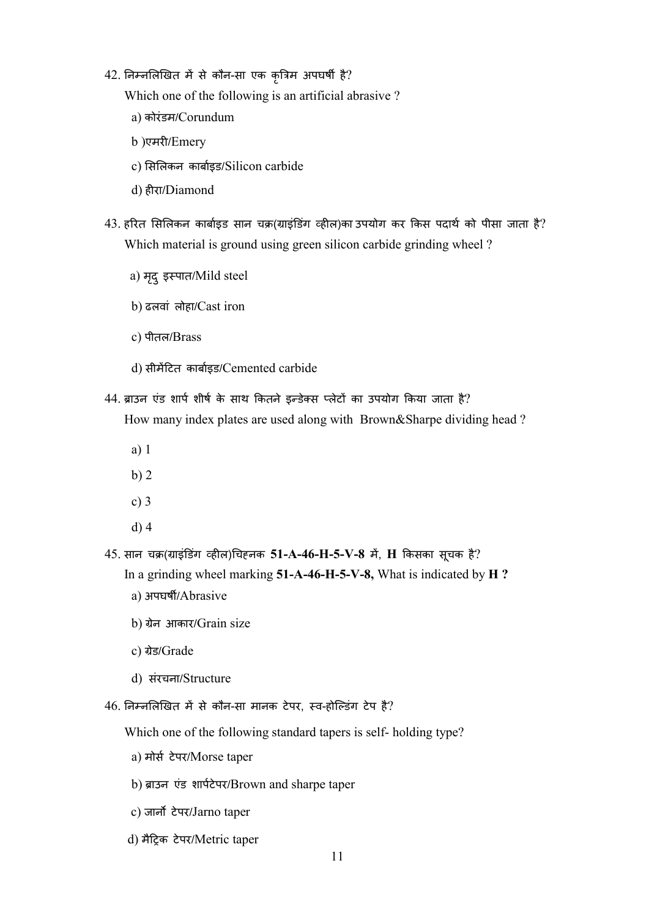42. निम्नलिखित में से कौन-सा एक कृत्रिम अपघर्षी है?

Which one of the following is an artificial abrasive ?

a) कोरंडम/Corundum

b )एमरी/Emery

c) सिलिकन कार्बाइड/Silicon carbide

d) हीरा/Diamond

43. हरित सिलिकन कार्बाइड सान चक्र(ग्राइंडिंग व्हील)का उपयोग कर किस पदार्थ को पीसा जाता है?

Which material is ground using green silicon carbide grinding wheel ?

a) मृदु इस्पात/Mild steel

b) ढलवां लोहा/Cast iron

c) पीतल/Brass

d) सीमेंटित कार्बाइड/Cemented carbide

44. ब्राउन एंड शार्प शीर्ष के साथ कितने इन्डेक्स प्लेटों का उपयोग किया जाता है?

How many index plates are used along with Brown&Sharpe dividing head ?

a) 1

b) 2

c) 3

d) 4

45. सान चक्र(ग्राइंडिंग व्हील)चिह्नक **51-A-46-H-5-V-8** में, **H** किसका सूचक है?

In a grinding wheel marking **51-A-46-H-5-V-8,** What is indicated by **H ?**

a) अपघर्षी/Abrasive

b) ग्रेन आकार/Grain size

c) ग्रेड/Grade

d) संरचना/Structure

46. निम्नलिखित में से कौन-सा मानक टेपर, स्व-होल्डिंग टेप है?

Which one of the following standard tapers is self- holding type?

a) मोर्स टेपर/Morse taper

b) ब्राउन एंड शार्पटेपर/Brown and sharpe taper

c) जार्नो टेपर/Jarno taper

d) मैट्रिक टेपर/Metric taper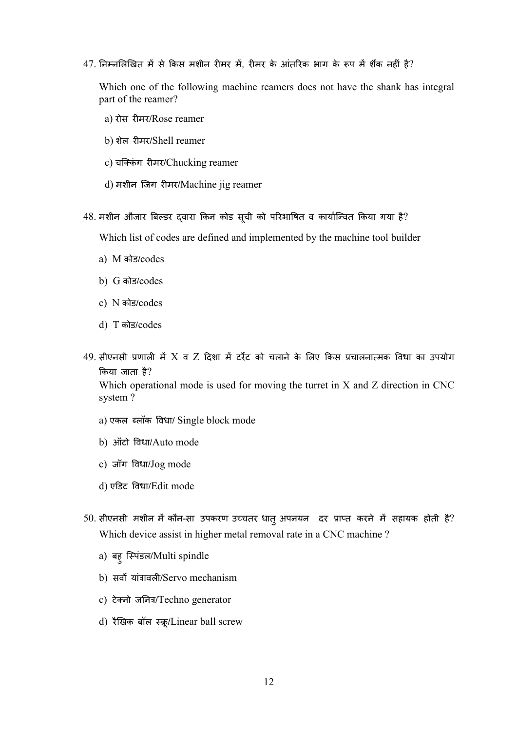47. निम्नलिखित में से किस मशीन रीमर में, रीमर के आंतरिक भाग के रूप में शैंक नहीं है?

Which one of the following machine reamers does not have the shank has integral part of the reamer?

a) रोस रीमर/Rose reamer

b) शेल रीमर/Shell reamer

c) चक्किंग रीमर/Chucking reamer

d) मशीन जिग रीमर/Machine jig reamer

48. मशीन औजार बिल्डर द्वारा किन कोड सूची को परिभाषित व कार्यान्वित किया गया है?

Which list of codes are defined and implemented by the machine tool builder

a) M कोड/codes

b) G कोड/codes

c) N कोड/codes

d) T कोड/codes

49. सीएनसी प्रणाली में X व Z दिशा में टर्रेट को चलाने के लिए किस प्रचालनात्मक विधा का उपयोग किया जाता है?

Which operational mode is used for moving the turret in X and Z direction in CNC system ?

a) एकल ब्लॉक विधा/ Single block mode

b) ऑटो विधा/Auto mode

c) जॉग विधा/Jog mode

d) एडिट विधा/Edit mode

50. सीएनसी मशीन में कौन-सा उपकरण उच्चतर धातु अपनयन दर प्राप्त करने में सहायक होती है?

Which device assist in higher metal removal rate in a CNC machine ?

a) बहु स्पिंडल/Multi spindle

b) सर्वो यांत्रावली/Servo mechanism

c) टेक्नो जनित्र/Techno generator

d) रैखिक बॉल स्क्रू/Linear ball screw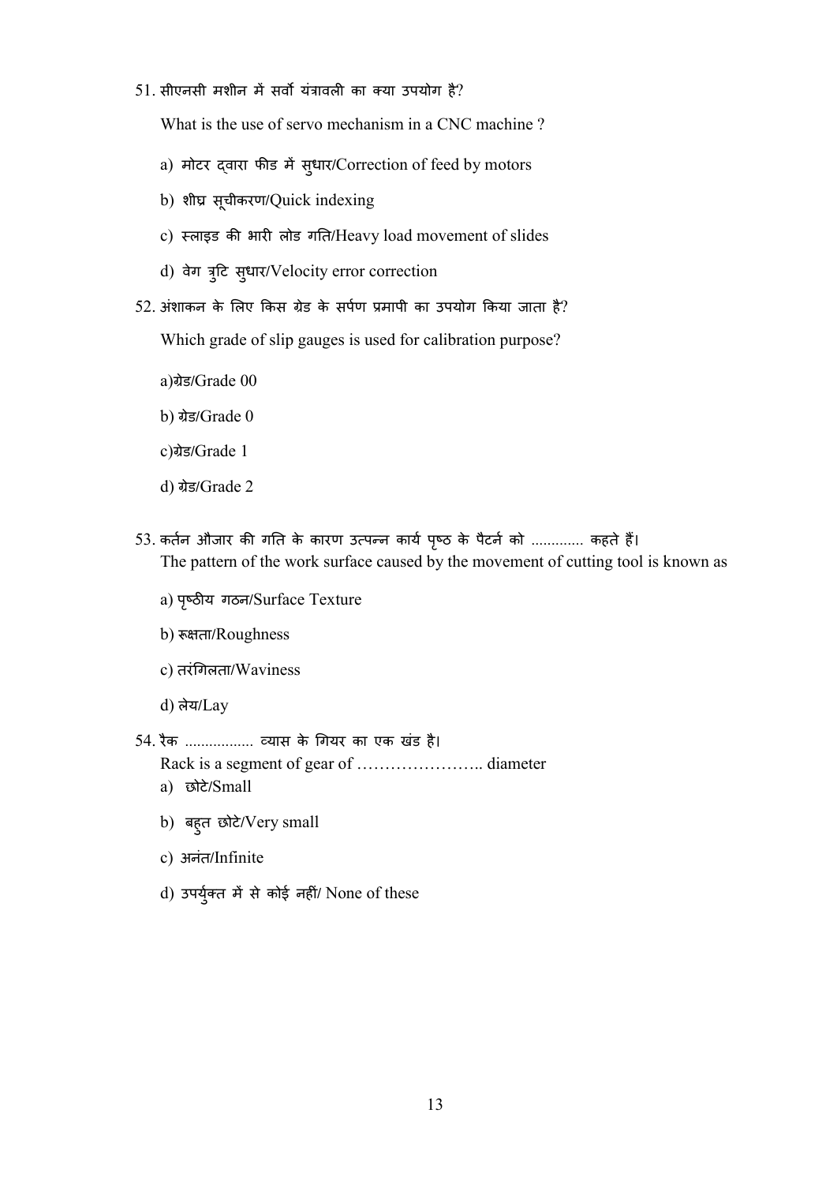51. सीएनसी मशीन में सर्वो यंत्रावली का क्या उपयोग है?

What is the use of servo mechanism in a CNC machine ?

a) मोटर द्वारा फीड में सुधार/Correction of feed by motors

b) शीघ्र सूचीकरण/Quick indexing

c) स्लाइड की भारी लोड गति/Heavy load movement of slides

d) वेग त्रुटि सुधार/Velocity error correction

52. अंशाकन के लिए किस ग्रेड के सर्पण प्रमापी का उपयोग किया जाता है?

Which grade of slip gauges is used for calibration purpose?

a)ग्रेड/Grade 00

b) ग्रेड/Grade 0

c)ग्रेड/Grade 1

d) ग्रेड/Grade 2

53. कर्तन औजार की गति के कारण उत्पन्न कार्य पृष्ठ के पैटर्न को ............ कहते हैं।
The pattern of the work surface caused by the movement of cutting tool is known as

a) पृष्ठीय गठन/Surface Texture

b) रूक्षता/Roughness

c) तरंगिलता/Waviness

d) लेय/Lay

54. रैक ................ व्यास के गियर का एक खंड है।
Rack is a segment of gear of ………………….. diameter

a) छोटे/Small

b) बहुत छोटे/Very small

c) अनंत/Infinite

d) उपर्युक्त में से कोई नहीं/ None of these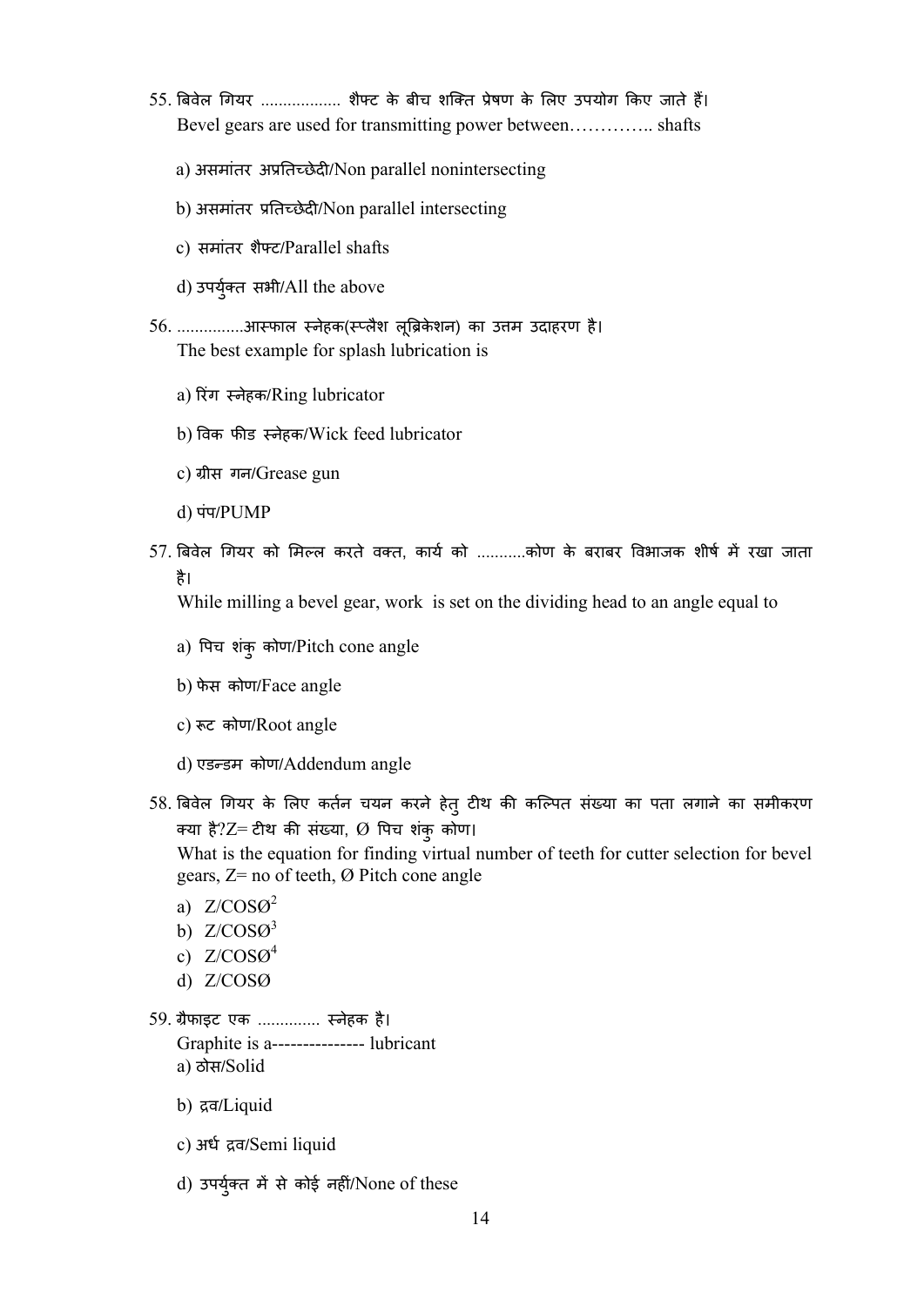55. बिवेल गियर .................. शैफ्ट के बीच शक्ति प्रेषण के लिए उपयोग किए जाते हैं।
Bevel gears are used for transmitting power between………….. shafts

 a) असमांतर अप्रतिच्छेदी/Non parallel nonintersecting

 b) असमांतर प्रतिच्छेदी/Non parallel intersecting

 c) समांतर शैफ्ट/Parallel shafts

 d) उपर्युक्त सभी/All the above

56. ...............आस्फाल स्नेहक(स्प्लैश लूब्रिकेशन) का उत्तम उदाहरण है।
The best example for splash lubrication is

 a) रिंग स्नेहक/Ring lubricator

 b) विक फीड स्नेहक/Wick feed lubricator

 c) ग्रीस गन/Grease gun

 d) पंप/PUMP

57. बिवेल गियर को मिल्ल करते वक्त, कार्य को ...........कोण के बराबर विभाजक शीर्ष में रखा जाता है।
While milling a bevel gear, work is set on the dividing head to an angle equal to

 a) पिच शंकु कोण/Pitch cone angle

 b) फेस कोण/Face angle

 c) रूट कोण/Root angle

 d) एडन्डम कोण/Addendum angle

58. बिवेल गियर के लिए कर्तन चयन करने हेतु टीथ की कल्पित संख्या का पता लगाने का समीकरण क्या है?Z= टीथ की संख्या, Ø पिच शंकु कोण।
What is the equation for finding virtual number of teeth for cutter selection for bevel gears, Z= no of teeth, Ø Pitch cone angle

 a) $Z/\cos\text{Ø}^2$
 b) $Z/\cos\text{Ø}^3$
 c) $Z/\cos\text{Ø}^4$
 d) $Z/\cos\text{Ø}$

59. ग्रैफाइट एक .............. स्नेहक है।
Graphite is a--------------- lubricant
 a) ठोस/Solid

 b) द्रव/Liquid

 c) अर्ध द्रव/Semi liquid

 d) उपर्युक्त में से कोई नहीं/None of these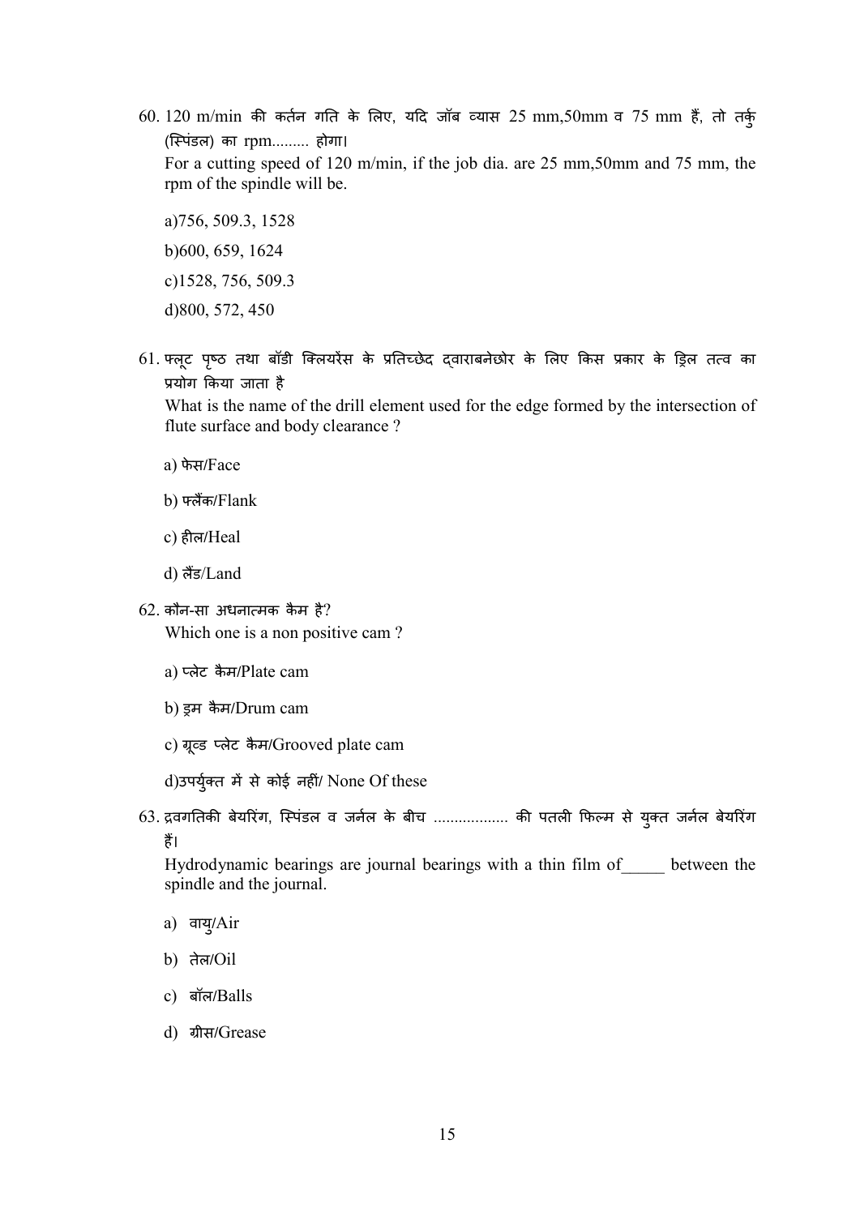60. 120 m/min की कर्तन गति के लिए, यदि जॉब व्यास 25 mm,50mm व 75 mm हैं, तो तर्कु (स्पिंडल) का rpm......... होगा।

For a cutting speed of 120 m/min, if the job dia. are 25 mm,50mm and 75 mm, the rpm of the spindle will be.

a)756, 509.3, 1528

b)600, 659, 1624

c)1528, 756, 509.3

d)800, 572, 450

61. फ्लूट पृष्ठ तथा बॉडी क्लियरेंस के प्रतिच्छेद द्वाराबनेछोर के लिए किस प्रकार के ड्रिल तत्व का प्रयोग किया जाता है

What is the name of the drill element used for the edge formed by the intersection of flute surface and body clearance ?

a) फेस/Face

b) फ्लैंक/Flank

c) हील/Heal

d) लैंड/Land

62. कौन-सा अधनात्मक कैम है?

Which one is a non positive cam ?

a) प्लेट कैम/Plate cam

b) ड्रम कैम/Drum cam

c) ग्रूव्ड प्लेट कैम/Grooved plate cam

d)उपर्युक्त में से कोई नहीं/ None Of these

63. द्रवगतिकी बेयरिंग, स्पिंडल व जर्नल के बीच .................. की पतली फिल्म से युक्त जर्नल बेयरिंग हैं।

Hydrodynamic bearings are journal bearings with a thin film of_____ between the spindle and the journal.

a) वायु/Air

b) तेल/Oil

c) बॉल/Balls

d) ग्रीस/Grease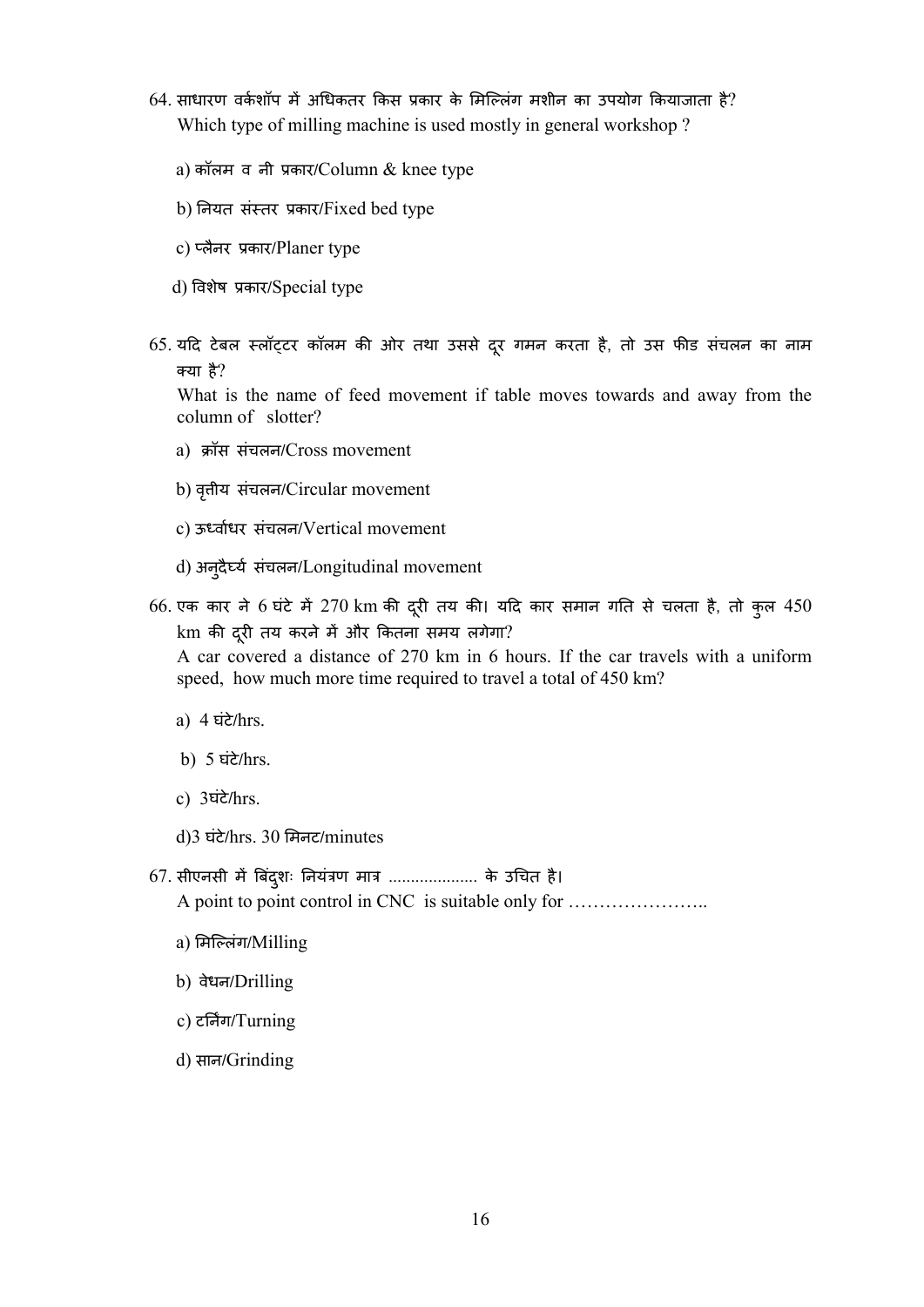64. साधारण वर्कशॉप में अधिकतर किस प्रकार के मिल्लिंग मशीन का उपयोग कियाजाता है?
Which type of milling machine is used mostly in general workshop ?

a) कॉलम व नी प्रकार/Column & knee type

b) नियत संस्तर प्रकार/Fixed bed type

c) प्लैनर प्रकार/Planer type

d) विशेष प्रकार/Special type

65. यदि टेबल स्लॉट्टर कॉलम की ओर तथा उससे दूर गमन करता है, तो उस फीड संचलन का नाम क्या है?
What is the name of feed movement if table moves towards and away from the column of slotter?

a) क्रॉस संचलन/Cross movement

b) वृत्तीय संचलन/Circular movement

c) ऊर्ध्वाधर संचलन/Vertical movement

d) अनुदैर्घ्य संचलन/Longitudinal movement

66. एक कार ने 6 घंटे में 270 km की दूरी तय की। यदि कार समान गति से चलता है, तो कुल 450 km की दूरी तय करने में और कितना समय लगेगा?
A car covered a distance of 270 km in 6 hours. If the car travels with a uniform speed, how much more time required to travel a total of 450 km?

a) 4 घंटे/hrs.

b) 5 घंटे/hrs.

c) 3घंटे/hrs.

d)3 घंटे/hrs. 30 मिनट/minutes

67. सीएनसी में बिंदुशः नियंत्रण मात्र .................... के उचित है।
A point to point control in CNC is suitable only for …………………..

a) मिल्लिंग/Milling

b) वेधन/Drilling

c) टर्निंग/Turning

d) सान/Grinding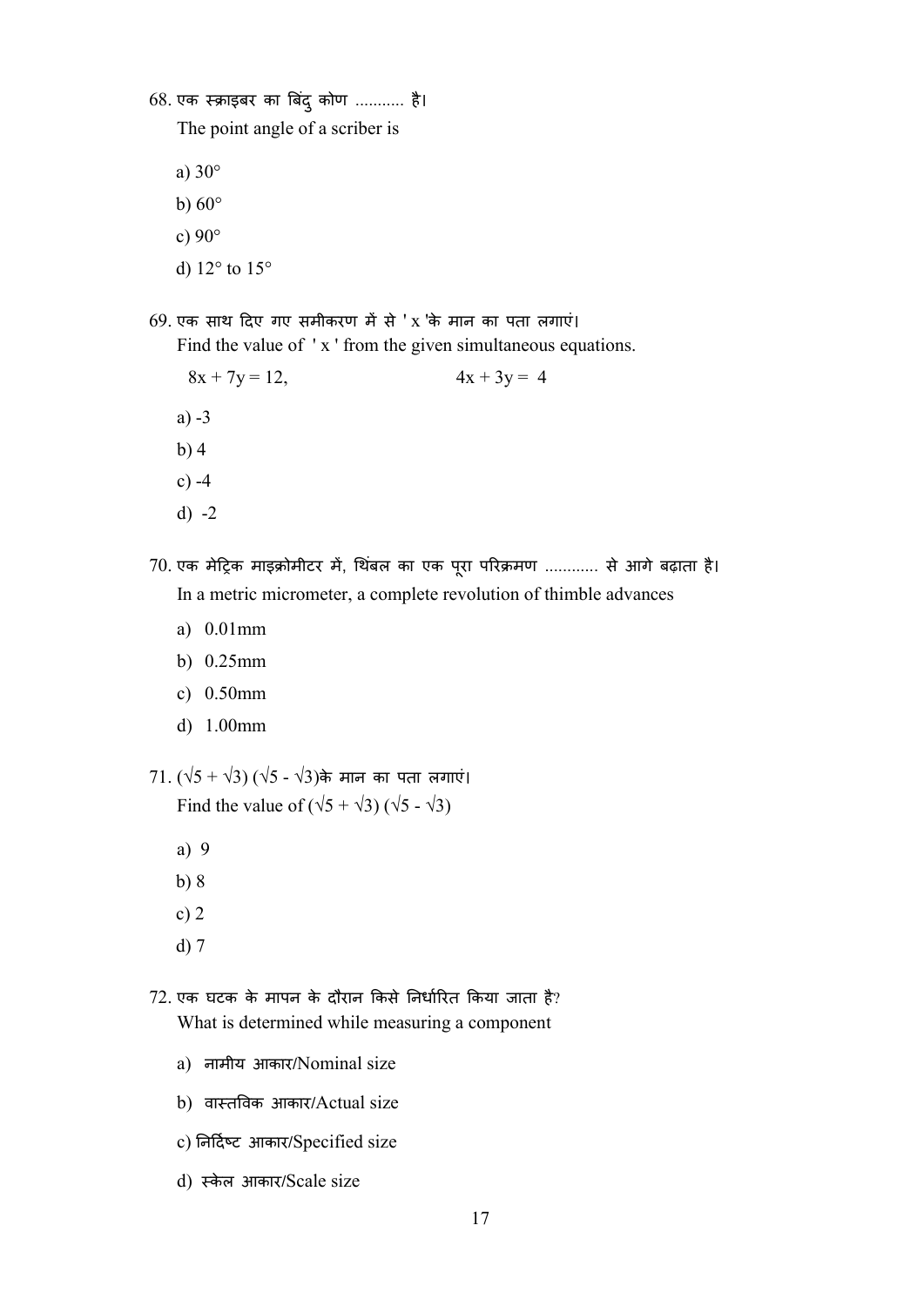68. एक स्क्राइबर का बिंदु कोण .......... है।
The point angle of a scriber is

a) 30°

b) 60°

c) 90°

d) 12° to 15°

69. एक साथ दिए गए समीकरण में से ' x 'के मान का पता लगाएं।
Find the value of ' x ' from the given simultaneous equations.

$8x + 7y = 12$, $4x + 3y = 4$

a) -3

b) 4

c) -4

d) -2

70. एक मेट्रिक माइक्रोमीटर में, थिंबल का एक पूरा परिक्रमण ........... से आगे बढ़ाता है।
In a metric micrometer, a complete revolution of thimble advances

a) 0.01mm

b) 0.25mm

c) 0.50mm

d) 1.00mm

71. $(\sqrt{5} + \sqrt{3})(\sqrt{5} - \sqrt{3})$के मान का पता लगाएं।
Find the value of $(\sqrt{5} + \sqrt{3})(\sqrt{5} - \sqrt{3})$

a) 9

b) 8

c) 2

d) 7

72. एक घटक के मापन के दौरान किसे निर्धारित किया जाता है?
What is determined while measuring a component

a) नामीय आकार/Nominal size

b) वास्तविक आकार/Actual size

c) निर्दिष्ट आकार/Specified size

d) स्केल आकार/Scale size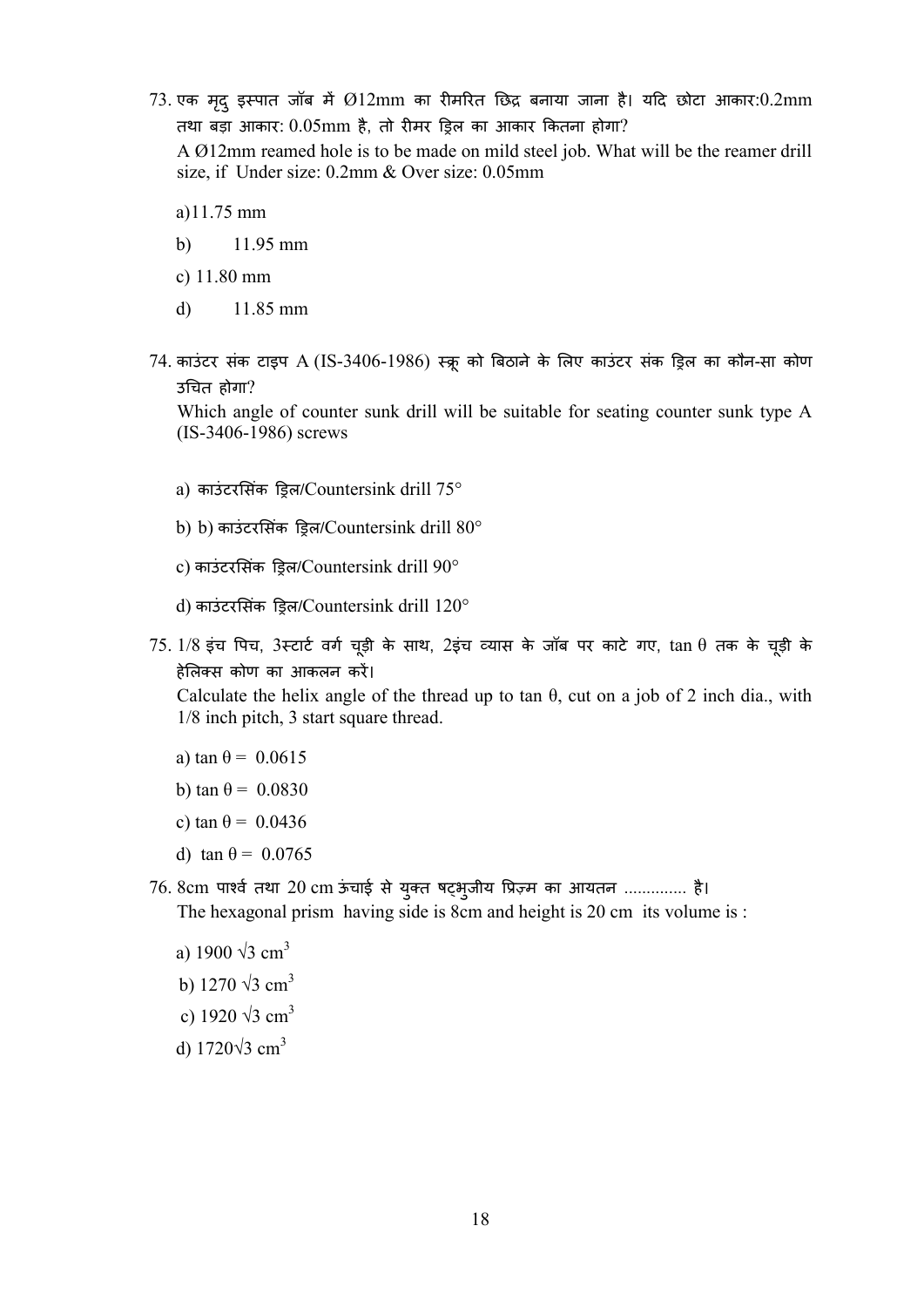73. एक मृदु इस्पात जॉब में Ø12mm का रीमरित छिद्र बनाया जाना है। यदि छोटा आकार:0.2mm तथा बड़ा आकार: 0.05mm है, तो रीमर ड्रिल का आकार कितना होगा?

    A Ø12mm reamed hole is to be made on mild steel job. What will be the reamer drill size, if Under size: 0.2mm & Over size: 0.05mm

    a) 11.75 mm

    b) 11.95 mm

    c) 11.80 mm

    d) 11.85 mm

74. काउंटर संक टाइप A (IS-3406-1986) स्क्रू को बिठाने के लिए काउंटर संक ड्रिल का कौन-सा कोण उचित होगा?

    Which angle of counter sunk drill will be suitable for seating counter sunk type A (IS-3406-1986) screws

    a) काउंटरसिंक ड्रिल/Countersink drill 75°

    b) b) काउंटरसिंक ड्रिल/Countersink drill 80°

    c) काउंटरसिंक ड्रिल/Countersink drill 90°

    d) काउंटरसिंक ड्रिल/Countersink drill 120°

75. 1/8 इंच पिच, 3स्टार्ट वर्ग चूड़ी के साथ, 2इंच व्यास के जॉब पर काटे गए, $\tan\theta$ तक के चूड़ी के हेलिक्स कोण का आकलन करें।

    Calculate the helix angle of the thread up to $\tan\theta$, cut on a job of 2 inch dia., with 1/8 inch pitch, 3 start square thread.

    a) $\tan\theta = 0.0615$

    b) $\tan\theta = 0.0830$

    c) $\tan\theta = 0.0436$

    d) $\tan\theta = 0.0765$

76. 8cm पार्श्व तथा 20 cm ऊंचाई से युक्त षट्भुजीय प्रिज़्म का आयतन .............. है।

    The hexagonal prism having side is 8cm and height is 20 cm its volume is :

    a) $1900\sqrt{3}\ cm^3$

    b) $1270\sqrt{3}\ cm^3$

    c) $1920\sqrt{3}\ cm^3$

    d) $1720\sqrt{3}\ cm^3$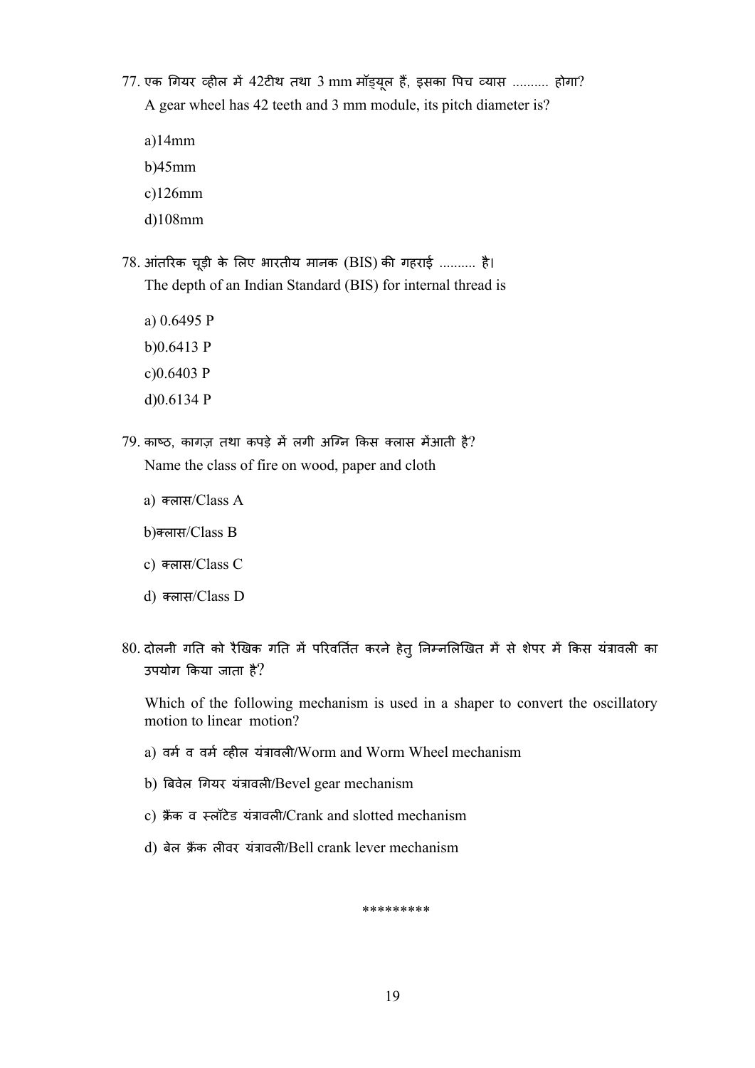77. एक गियर व्हील में 42टीथ तथा 3 mm मॉड्यूल हैं, इसका पिच व्यास .......... होगा?
A gear wheel has 42 teeth and 3 mm module, its pitch diameter is?

a)14mm

b)45mm

c)126mm

d)108mm

78. आंतरिक चूड़ी के लिए भारतीय मानक (BIS) की गहराई .......... है।
The depth of an Indian Standard (BIS) for internal thread is

a) 0.6495 P

b)0.6413 P

c)0.6403 P

d)0.6134 P

79. काष्ठ, कागज़ तथा कपड़े में लगी अग्नि किस क्लास मेंआती है?
Name the class of fire on wood, paper and cloth

a) क्लास/Class A

b)क्लास/Class B

c) क्लास/Class C

d) क्लास/Class D

80. दोलनी गति को रैखिक गति में परिवर्तित करने हेतु निम्नलिखित में से शेपर में किस यंत्रावली का उपयोग किया जाता है?

Which of the following mechanism is used in a shaper to convert the oscillatory motion to linear motion?

a) वर्म व वर्म व्हील यंत्रावली/Worm and Worm Wheel mechanism

b) बिवेल गियर यंत्रावली/Bevel gear mechanism

c) क्रैंक व स्लॉटेड यंत्रावली/Crank and slotted mechanism

d) बेल क्रैंक लीवर यंत्रावली/Bell crank lever mechanism

*********